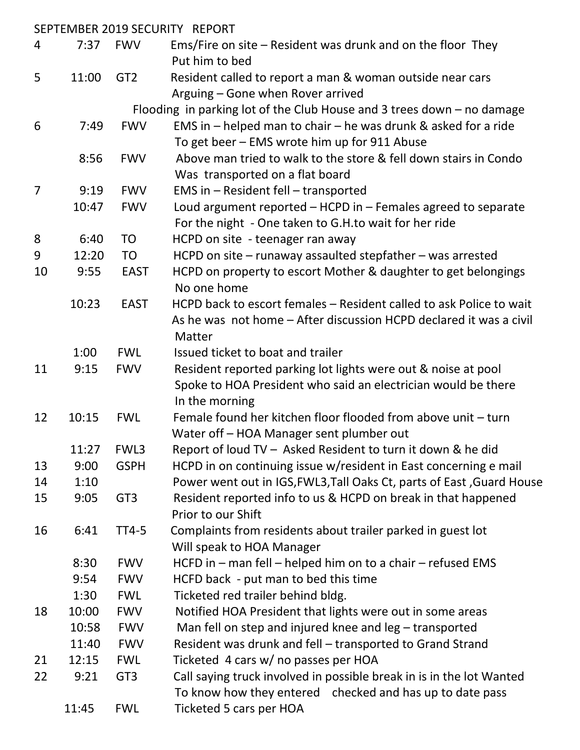SEPTEMBER 2019 SECURITY REPORT

| Date | Time | Location | Description |
|---|---|---|---|
| 4 | 7:37 | FWV | Ems/Fire on site – Resident was drunk and on the floor They Put him to bed |
| 5 | 11:00 | GT2 | Resident called to report a man & woman outside near cars Arguing – Gone when Rover arrived |
| | | | Flooding in parking lot of the Club House and 3 trees down – no damage |
| 6 | 7:49 | FWV | EMS in – helped man to chair – he was drunk & asked for a ride To get beer – EMS wrote him up for 911 Abuse |
| | 8:56 | FWV | Above man tried to walk to the store & fell down stairs in Condo Was transported on a flat board |
| 7 | 9:19 | FWV | EMS in – Resident fell – transported |
| | 10:47 | FWV | Loud argument reported – HCPD in – Females agreed to separate For the night - One taken to G.H.to wait for her ride |
| 8 | 6:40 | TO | HCPD on site - teenager ran away |
| 9 | 12:20 | TO | HCPD on site – runaway assaulted stepfather – was arrested |
| 10 | 9:55 | EAST | HCPD on property to escort Mother & daughter to get belongings No one home |
| | 10:23 | EAST | HCPD back to escort females – Resident called to ask Police to wait As he was not home – After discussion HCPD declared it was a civil Matter |
| | 1:00 | FWL | Issued ticket to boat and trailer |
| 11 | 9:15 | FWV | Resident reported parking lot lights were out & noise at pool Spoke to HOA President who said an electrician would be there In the morning |
| 12 | 10:15 | FWL | Female found her kitchen floor flooded from above unit – turn Water off – HOA Manager sent plumber out |
| | 11:27 | FWL3 | Report of loud TV – Asked Resident to turn it down & he did |
| 13 | 9:00 | GSPH | HCPD in on continuing issue w/resident in East concerning e mail |
| 14 | 1:10 | | Power went out in IGS,FWL3,Tall Oaks Ct, parts of East ,Guard House |
| 15 | 9:05 | GT3 | Resident reported info to us & HCPD on break in that happened Prior to our Shift |
| 16 | 6:41 | TT4-5 | Complaints from residents about trailer parked in guest lot Will speak to HOA Manager |
| | 8:30 | FWV | HCFD in – man fell – helped him on to a chair – refused EMS |
| | 9:54 | FWV | HCFD back - put man to bed this time |
| | 1:30 | FWL | Ticketed red trailer behind bldg. |
| 18 | 10:00 | FWV | Notified HOA President that lights were out in some areas |
| | 10:58 | FWV | Man fell on step and injured knee and leg – transported |
| | 11:40 | FWV | Resident was drunk and fell – transported to Grand Strand |
| 21 | 12:15 | FWL | Ticketed 4 cars w/ no passes per HOA |
| 22 | 9:21 | GT3 | Call saying truck involved in possible break in is in the lot Wanted To know how they entered checked and has up to date pass |
| | 11:45 | FWL | Ticketed 5 cars per HOA |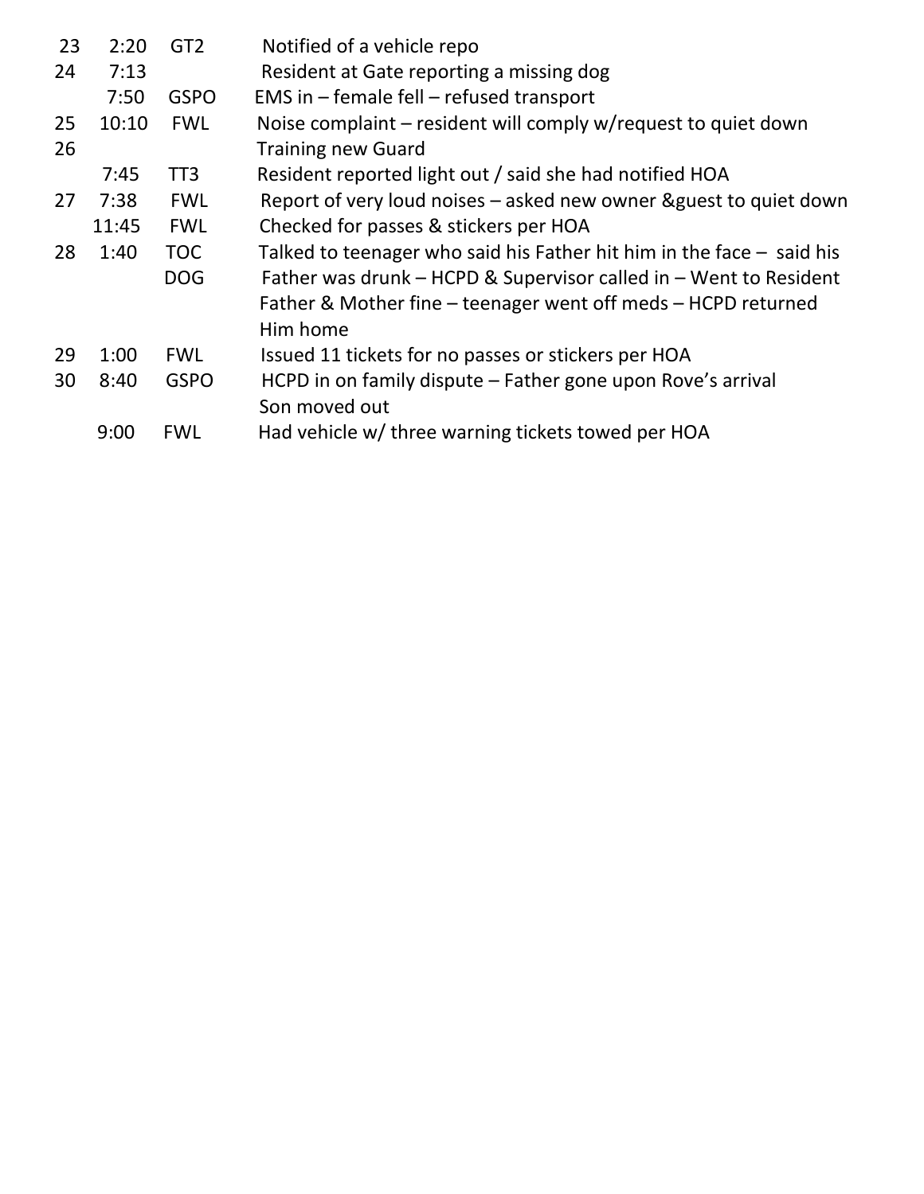| | | | |
|---|---|---|---|
| 23 | 2:20 | GT2 | Notified of a vehicle repo |
| 24 | 7:13 | | Resident at Gate reporting a missing dog |
| | 7:50 | GSPO | EMS in – female fell – refused transport |
| 25 | 10:10 | FWL | Noise complaint – resident will comply w/request to quiet down |
| 26 | | | Training new Guard |
| | 7:45 | TT3 | Resident reported light out / said she had notified HOA |
| 27 | 7:38 | FWL | Report of very loud noises – asked new owner &guest to quiet down |
| | 11:45 | FWL | Checked for passes & stickers per HOA |
| 28 | 1:40 | TOC DOG | Talked to teenager who said his Father hit him in the face – said his Father was drunk – HCPD & Supervisor called in – Went to Resident Father & Mother fine – teenager went off meds – HCPD returned Him home |
| 29 | 1:00 | FWL | Issued 11 tickets for no passes or stickers per HOA |
| 30 | 8:40 | GSPO | HCPD in on family dispute – Father gone upon Rove's arrival Son moved out |
| | 9:00 | FWL | Had vehicle w/ three warning tickets towed per HOA |